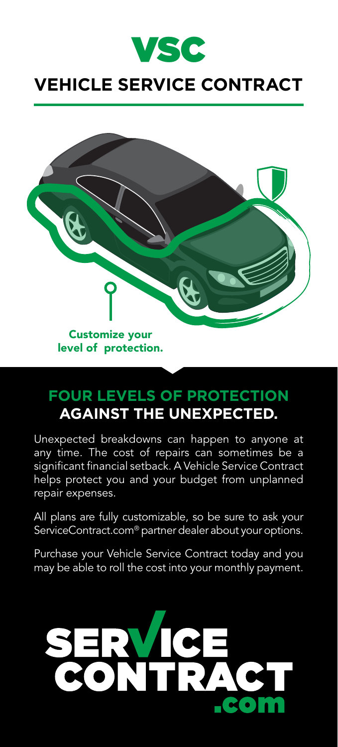# VSC

## VEHICLE SERVICE CONTRACT

**Customize your level of protection.**

## FOUR LEVELS OF PROTECTION AGAINST THE UNEXPECTED.

Unexpected breakdowns can happen to anyone at any time. The cost of repairs can sometimes be a significant financial setback. A Vehicle Service Contract helps protect you and your budget from unplanned repair expenses.

All plans are fully customizable, so be sure to ask your ServiceContract.com® partner dealer about your options.

Purchase your Vehicle Service Contract today and you may be able to roll the cost into your monthly payment.

SERVICE CONTRACT .com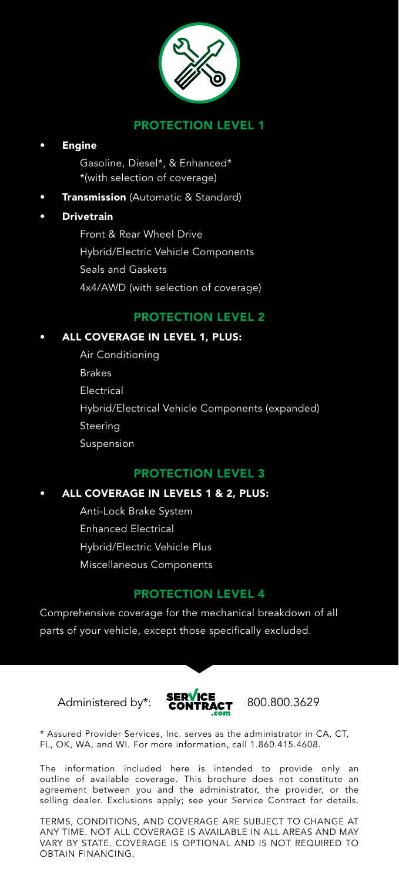## PROTECTION LEVEL 1

- **Engine**
  - Gasoline, Diesel*, & Enhanced*
  - *(with selection of coverage)
- **Transmission** (Automatic & Standard)
- **Drivetrain**
  - Front & Rear Wheel Drive
  - Hybrid/Electric Vehicle Components
  - Seals and Gaskets
  - 4x4/AWD (with selection of coverage)

## PROTECTION LEVEL 2

- **ALL COVERAGE IN LEVEL 1, PLUS:**
  - Air Conditioning
  - Brakes
  - Electrical
  - Hybrid/Electrical Vehicle Components (expanded)
  - Steering
  - Suspension

## PROTECTION LEVEL 3

- **ALL COVERAGE IN LEVELS 1 & 2, PLUS:**
  - Anti-Lock Brake System
  - Enhanced Electrical
  - Hybrid/Electric Vehicle Plus
  - Miscellaneous Components

## PROTECTION LEVEL 4

Comprehensive coverage for the mechanical breakdown of all parts of your vehicle, except those specifically excluded.

Administered by*: SERVICE CONTRACT .com 800.800.3629

* Assured Provider Services, Inc. serves as the administrator in CA, CT, FL, OK, WA, and WI. For more information, call 1.860.415.4608.

The information included here is intended to provide only an outline of available coverage. This brochure does not constitute an agreement between you and the administrator, the provider, or the selling dealer. Exclusions apply; see your Service Contract for details.

TERMS, CONDITIONS, AND COVERAGE ARE SUBJECT TO CHANGE AT ANY TIME. NOT ALL COVERAGE IS AVAILABLE IN ALL AREAS AND MAY VARY BY STATE. COVERAGE IS OPTIONAL AND IS NOT REQUIRED TO OBTAIN FINANCING.